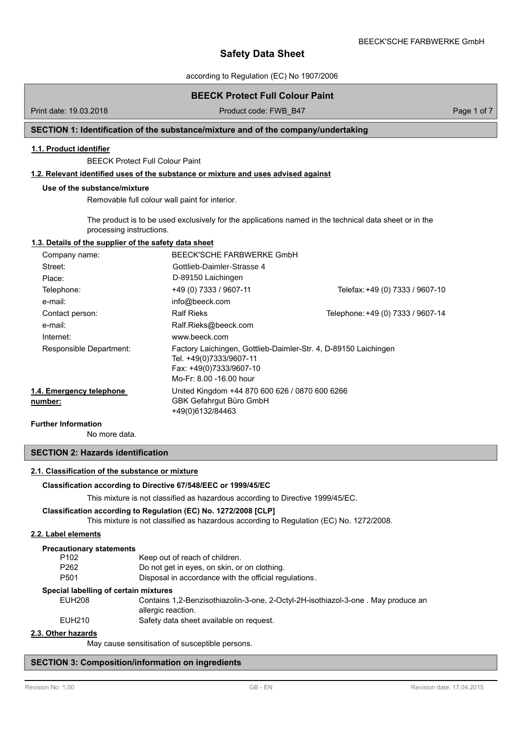# Safety Data Sheet

according to Regulation (EC) No 1907/2006

## BEECK Protect Full Colour Paint

Print date: 19.03.2018 Product code: FWB_B47

## SECTION 1: Identification of the substance/mixture and of the company/undertaking

### 1.1. Product identifier

BEECK Protect Full Colour Paint

### 1.2. Relevant identified uses of the substance or mixture and uses advised against

**Use of the substance/mixture**

Removable full colour wall paint for interior.

The product is to be used exclusively for the applications named in the technical data sheet or in the processing instructions.

### 1.3. Details of the supplier of the safety data sheet

| | | |
|---|---|---|
| Company name: | BEECK'SCHE FARBWERKE GmbH | |
| Street: | Gottlieb-Daimler-Strasse 4 | |
| Place: | D-89150 Laichingen | |
| Telephone: | +49 (0) 7333 / 9607-11 | Telefax: +49 (0) 7333 / 9607-10 |
| e-mail: | info@beeck.com | |
| Contact person: | Ralf Rieks | Telephone: +49 (0) 7333 / 9607-14 |
| e-mail: | Ralf.Rieks@beeck.com | |
| Internet: | www.beeck.com | |
| Responsible Department: | Factory Laichingen, Gottlieb-Daimler-Str. 4, D-89150 Laichingen<br>Tel. +49(0)7333/9607-11<br>Fax: +49(0)7333/9607-10<br>Mo-Fr: 8.00 -16.00 hour | |

### 1.4. Emergency telephone number:

United Kingdom +44 870 600 626 / 0870 600 6266
GBK Gefahrgut Büro GmbH
+49(0)6132/84463

**Further Information**

No more data.

## SECTION 2: Hazards identification

### 2.1. Classification of the substance or mixture

**Classification according to Directive 67/548/EEC or 1999/45/EC**

This mixture is not classified as hazardous according to Directive 1999/45/EC.

**Classification according to Regulation (EC) No. 1272/2008 [CLP]**

This mixture is not classified as hazardous according to Regulation (EC) No. 1272/2008.

### 2.2. Label elements

**Precautionary statements**

| | |
|---|---|
| P102 | Keep out of reach of children. |
| P262 | Do not get in eyes, on skin, or on clothing. |
| P501 | Disposal in accordance with the official regulations. |

**Special labelling of certain mixtures**

| | |
|---|---|
| EUH208 | Contains 1,2-Benzisothiazolin-3-one, 2-Octyl-2H-isothiazol-3-one . May produce an allergic reaction. |
| EUH210 | Safety data sheet available on request. |

### 2.3. Other hazards

May cause sensitisation of susceptible persons.

## SECTION 3: Composition/information on ingredients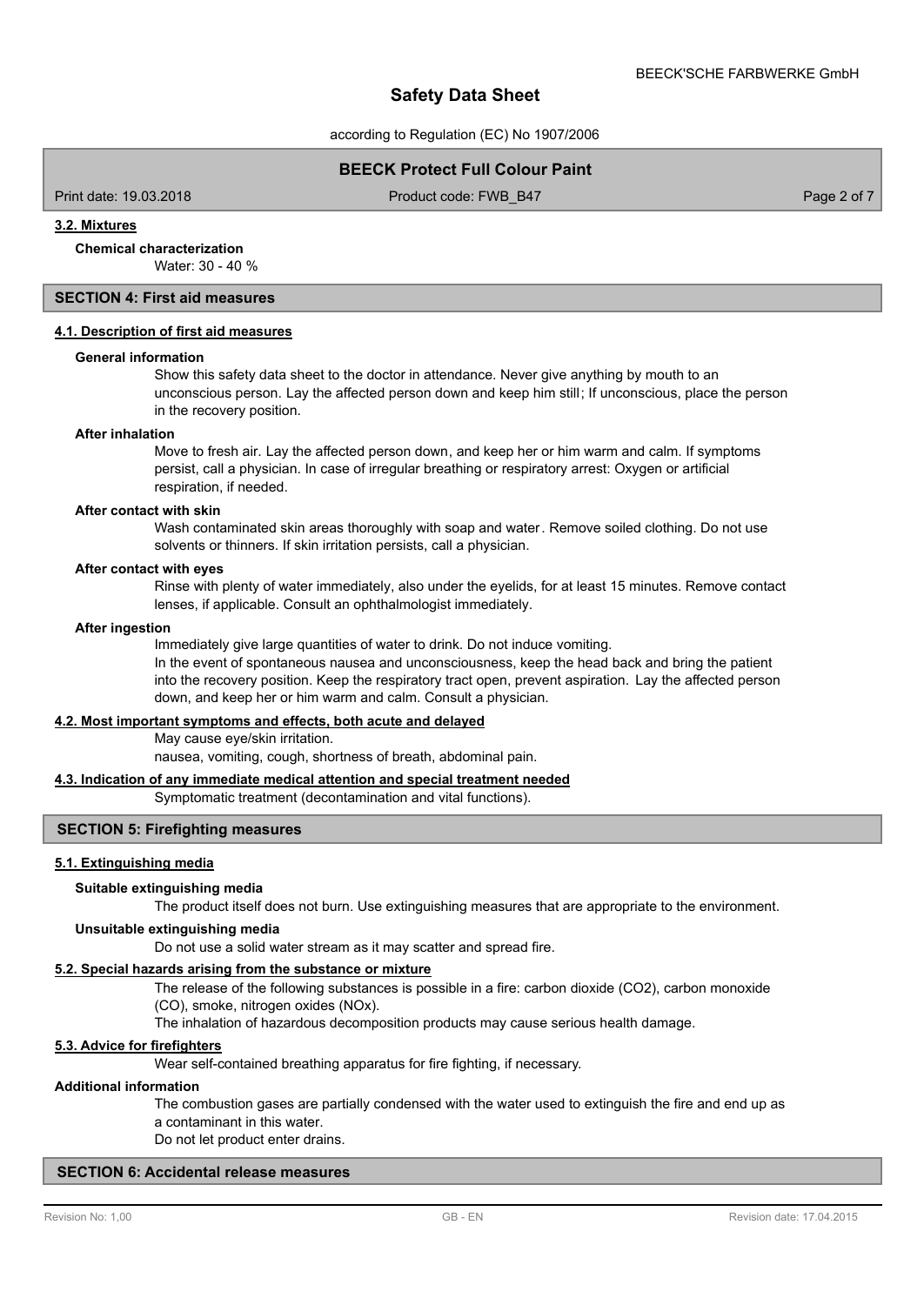### 3.2. Mixtures

**Chemical characterization**

Water: 30 - 40 %

## SECTION 4: First aid measures

### 4.1. Description of first aid measures

**General information**

Show this safety data sheet to the doctor in attendance. Never give anything by mouth to an unconscious person. Lay the affected person down and keep him still; If unconscious, place the person in the recovery position.

**After inhalation**

Move to fresh air. Lay the affected person down, and keep her or him warm and calm. If symptoms persist, call a physician. In case of irregular breathing or respiratory arrest: Oxygen or artificial respiration, if needed.

**After contact with skin**

Wash contaminated skin areas thoroughly with soap and water. Remove soiled clothing. Do not use solvents or thinners. If skin irritation persists, call a physician.

**After contact with eyes**

Rinse with plenty of water immediately, also under the eyelids, for at least 15 minutes. Remove contact lenses, if applicable. Consult an ophthalmologist immediately.

**After ingestion**

Immediately give large quantities of water to drink. Do not induce vomiting.
In the event of spontaneous nausea and unconsciousness, keep the head back and bring the patient into the recovery position. Keep the respiratory tract open, prevent aspiration. Lay the affected person down, and keep her or him warm and calm. Consult a physician.

### 4.2. Most important symptoms and effects, both acute and delayed

May cause eye/skin irritation.
nausea, vomiting, cough, shortness of breath, abdominal pain.

### 4.3. Indication of any immediate medical attention and special treatment needed

Symptomatic treatment (decontamination and vital functions).

## SECTION 5: Firefighting measures

### 5.1. Extinguishing media

**Suitable extinguishing media**

The product itself does not burn. Use extinguishing measures that are appropriate to the environment.

**Unsuitable extinguishing media**

Do not use a solid water stream as it may scatter and spread fire.

### 5.2. Special hazards arising from the substance or mixture

The release of the following substances is possible in a fire: carbon dioxide ($CO_2$), carbon monoxide (CO), smoke, nitrogen oxides ($NO_x$).
The inhalation of hazardous decomposition products may cause serious health damage.

### 5.3. Advice for firefighters

Wear self-contained breathing apparatus for fire fighting, if necessary.

**Additional information**

The combustion gases are partially condensed with the water used to extinguish the fire and end up as a contaminant in this water.
Do not let product enter drains.

## SECTION 6: Accidental release measures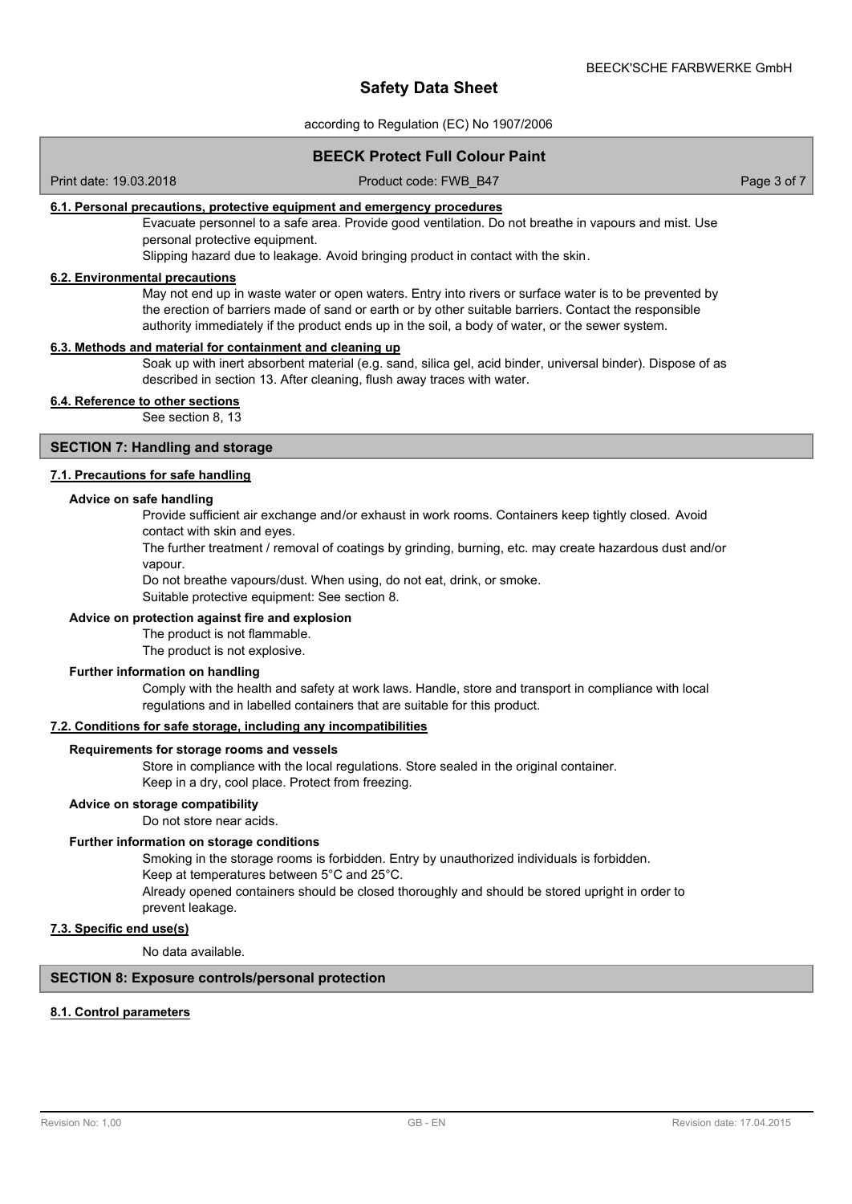#### 6.1. Personal precautions, protective equipment and emergency procedures

Evacuate personnel to a safe area. Provide good ventilation. Do not breathe in vapours and mist. Use personal protective equipment.

Slipping hazard due to leakage. Avoid bringing product in contact with the skin.

#### 6.2. Environmental precautions

May not end up in waste water or open waters. Entry into rivers or surface water is to be prevented by the erection of barriers made of sand or earth or by other suitable barriers. Contact the responsible authority immediately if the product ends up in the soil, a body of water, or the sewer system.

#### 6.3. Methods and material for containment and cleaning up

Soak up with inert absorbent material (e.g. sand, silica gel, acid binder, universal binder). Dispose of as described in section 13. After cleaning, flush away traces with water.

#### 6.4. Reference to other sections

See section 8, 13

## SECTION 7: Handling and storage

#### 7.1. Precautions for safe handling

**Advice on safe handling**

Provide sufficient air exchange and/or exhaust in work rooms. Containers keep tightly closed. Avoid contact with skin and eyes.

The further treatment / removal of coatings by grinding, burning, etc. may create hazardous dust and/or vapour.

Do not breathe vapours/dust. When using, do not eat, drink, or smoke.

Suitable protective equipment: See section 8.

**Advice on protection against fire and explosion**

The product is not flammable.

The product is not explosive.

**Further information on handling**

Comply with the health and safety at work laws. Handle, store and transport in compliance with local regulations and in labelled containers that are suitable for this product.

#### 7.2. Conditions for safe storage, including any incompatibilities

**Requirements for storage rooms and vessels**

Store in compliance with the local regulations. Store sealed in the original container.

Keep in a dry, cool place. Protect from freezing.

**Advice on storage compatibility**

Do not store near acids.

**Further information on storage conditions**

Smoking in the storage rooms is forbidden. Entry by unauthorized individuals is forbidden.

Keep at temperatures between 5°C and 25°C.

Already opened containers should be closed thoroughly and should be stored upright in order to prevent leakage.

#### 7.3. Specific end use(s)

No data available.

## SECTION 8: Exposure controls/personal protection

#### 8.1. Control parameters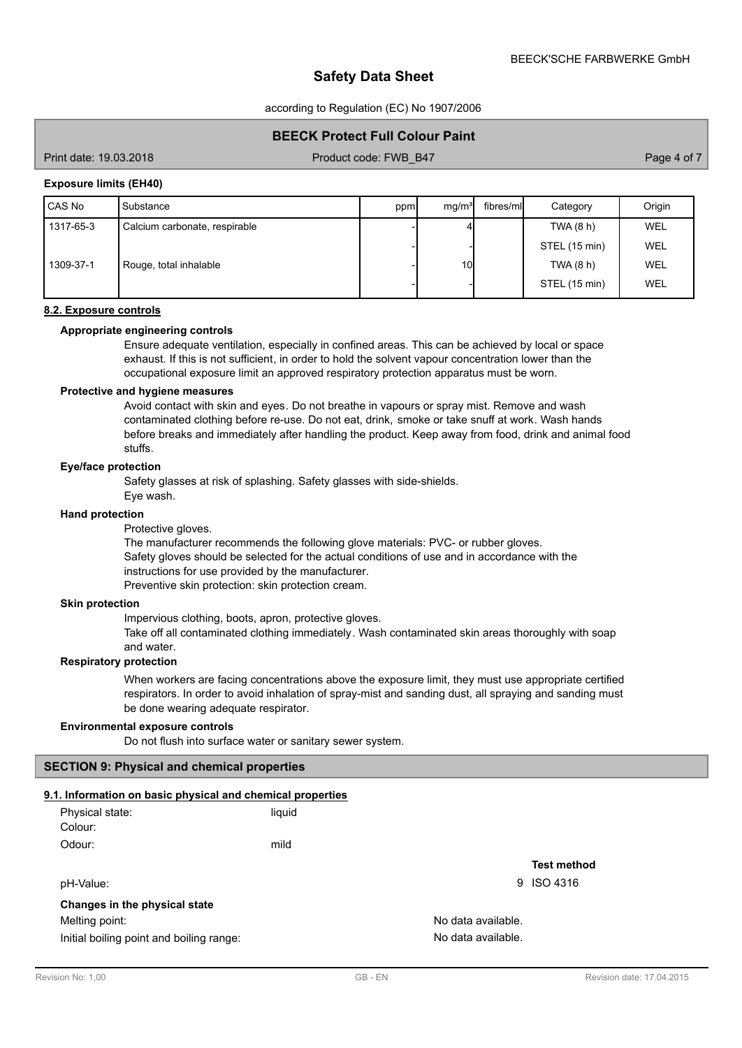**Exposure limits (EH40)**

| CAS No | Substance | ppm | mg/m³ | fibres/ml | Category | Origin |
|---|---|---|---|---|---|---|
| 1317-65-3 | Calcium carbonate, respirable | - | 4 | | TWA (8 h) | WEL |
| | | - | - | | STEL (15 min) | WEL |
| 1309-37-1 | Rouge, total inhalable | - | 10 | | TWA (8 h) | WEL |
| | | - | - | | STEL (15 min) | WEL |

### 8.2. Exposure controls

**Appropriate engineering controls**

Ensure adequate ventilation, especially in confined areas. This can be achieved by local or space exhaust. If this is not sufficient, in order to hold the solvent vapour concentration lower than the occupational exposure limit an approved respiratory protection apparatus must be worn.

**Protective and hygiene measures**

Avoid contact with skin and eyes. Do not breathe in vapours or spray mist. Remove and wash contaminated clothing before re-use. Do not eat, drink, smoke or take snuff at work. Wash hands before breaks and immediately after handling the product. Keep away from food, drink and animal food stuffs.

**Eye/face protection**

Safety glasses at risk of splashing. Safety glasses with side-shields.
Eye wash.

**Hand protection**

Protective gloves.
The manufacturer recommends the following glove materials: PVC- or rubber gloves.
Safety gloves should be selected for the actual conditions of use and in accordance with the instructions for use provided by the manufacturer.
Preventive skin protection: skin protection cream.

**Skin protection**

Impervious clothing, boots, apron, protective gloves.
Take off all contaminated clothing immediately. Wash contaminated skin areas thoroughly with soap and water.

**Respiratory protection**

When workers are facing concentrations above the exposure limit, they must use appropriate certified respirators. In order to avoid inhalation of spray-mist and sanding dust, all spraying and sanding must be done wearing adequate respirator.

**Environmental exposure controls**

Do not flush into surface water or sanitary sewer system.

## SECTION 9: Physical and chemical properties

### 9.1. Information on basic physical and chemical properties

Physical state: liquid
Colour:
Odour: mild

| | | Test method |
|---|---|---|
| pH-Value: | 9 | ISO 4316 |

**Changes in the physical state**

Melting point: No data available.
Initial boiling point and boiling range: No data available.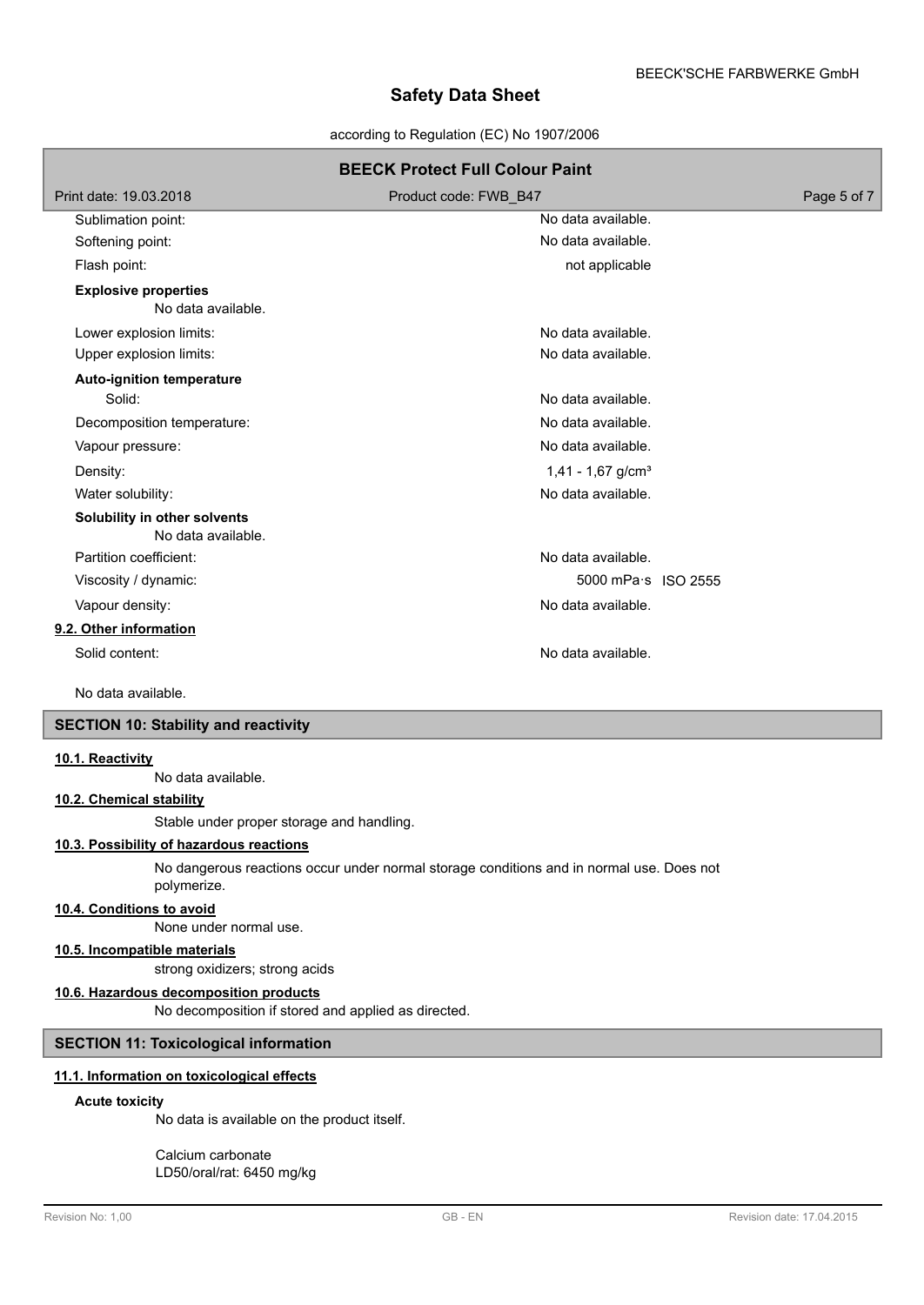| | |
|---|---|
| Sublimation point: | No data available. |
| Softening point: | No data available. |
| Flash point: | not applicable |

**Explosive properties**

No data available.

| | |
|---|---|
| Lower explosion limits: | No data available. |
| Upper explosion limits: | No data available. |

**Auto-ignition temperature**

| | |
|---|---|
| Solid: | No data available. |
| Decomposition temperature: | No data available. |
| Vapour pressure: | No data available. |
| Density: | 1,41 - 1,67 g/cm³ |
| Water solubility: | No data available. |

**Solubility in other solvents**

No data available.

| | | |
|---|---|---|
| Partition coefficient: | No data available. | |
| Viscosity / dynamic: | 5000 mPa·s | ISO 2555 |
| Vapour density: | No data available. | |

### 9.2. Other information

| | |
|---|---|
| Solid content: | No data available. |

No data available.

## SECTION 10: Stability and reactivity

### 10.1. Reactivity

No data available.

### 10.2. Chemical stability

Stable under proper storage and handling.

### 10.3. Possibility of hazardous reactions

No dangerous reactions occur under normal storage conditions and in normal use. Does not polymerize.

### 10.4. Conditions to avoid

None under normal use.

### 10.5. Incompatible materials

strong oxidizers; strong acids

### 10.6. Hazardous decomposition products

No decomposition if stored and applied as directed.

## SECTION 11: Toxicological information

### 11.1. Information on toxicological effects

**Acute toxicity**

No data is available on the product itself.

Calcium carbonate
LD50/oral/rat: 6450 mg/kg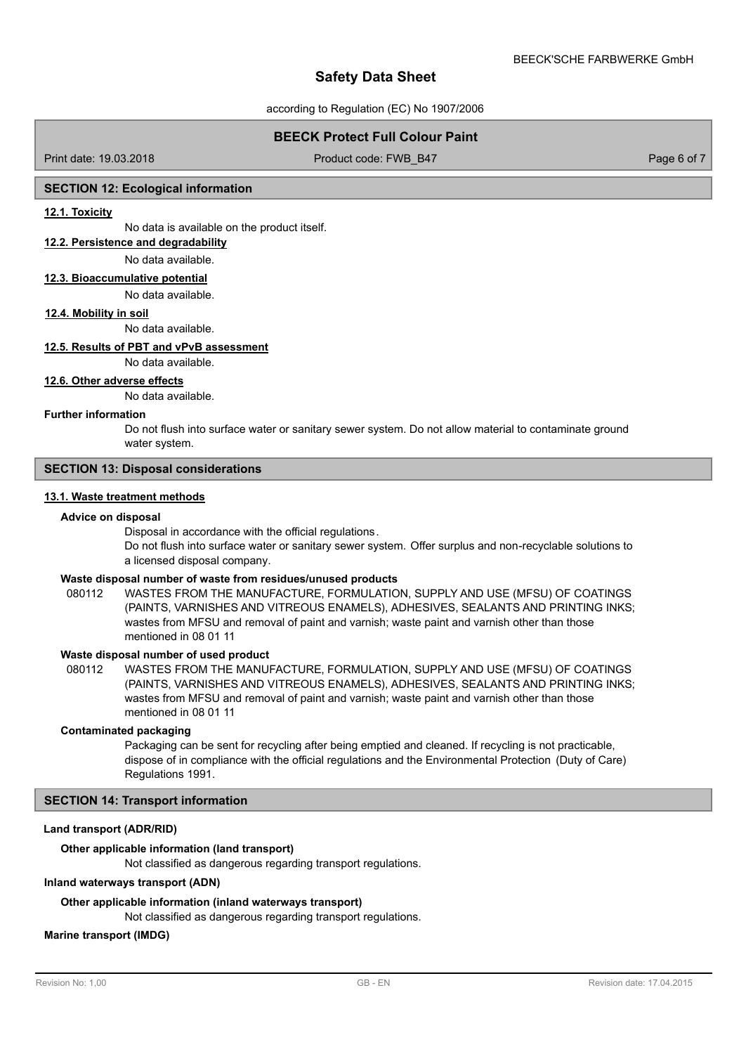## SECTION 12: Ecological information

### 12.1. Toxicity

No data is available on the product itself.

### 12.2. Persistence and degradability

No data available.

### 12.3. Bioaccumulative potential

No data available.

### 12.4. Mobility in soil

No data available.

### 12.5. Results of PBT and vPvB assessment

No data available.

### 12.6. Other adverse effects

No data available.

**Further information**

Do not flush into surface water or sanitary sewer system. Do not allow material to contaminate ground water system.

## SECTION 13: Disposal considerations

### 13.1. Waste treatment methods

**Advice on disposal**

Disposal in accordance with the official regulations.

Do not flush into surface water or sanitary sewer system. Offer surplus and non-recyclable solutions to a licensed disposal company.

**Waste disposal number of waste from residues/unused products**

080112 WASTES FROM THE MANUFACTURE, FORMULATION, SUPPLY AND USE (MFSU) OF COATINGS (PAINTS, VARNISHES AND VITREOUS ENAMELS), ADHESIVES, SEALANTS AND PRINTING INKS; wastes from MFSU and removal of paint and varnish; waste paint and varnish other than those mentioned in 08 01 11

**Waste disposal number of used product**

080112 WASTES FROM THE MANUFACTURE, FORMULATION, SUPPLY AND USE (MFSU) OF COATINGS (PAINTS, VARNISHES AND VITREOUS ENAMELS), ADHESIVES, SEALANTS AND PRINTING INKS; wastes from MFSU and removal of paint and varnish; waste paint and varnish other than those mentioned in 08 01 11

**Contaminated packaging**

Packaging can be sent for recycling after being emptied and cleaned. If recycling is not practicable, dispose of in compliance with the official regulations and the Environmental Protection (Duty of Care) Regulations 1991.

## SECTION 14: Transport information

**Land transport (ADR/RID)**

**Other applicable information (land transport)**

Not classified as dangerous regarding transport regulations.

**Inland waterways transport (ADN)**

**Other applicable information (inland waterways transport)**

Not classified as dangerous regarding transport regulations.

**Marine transport (IMDG)**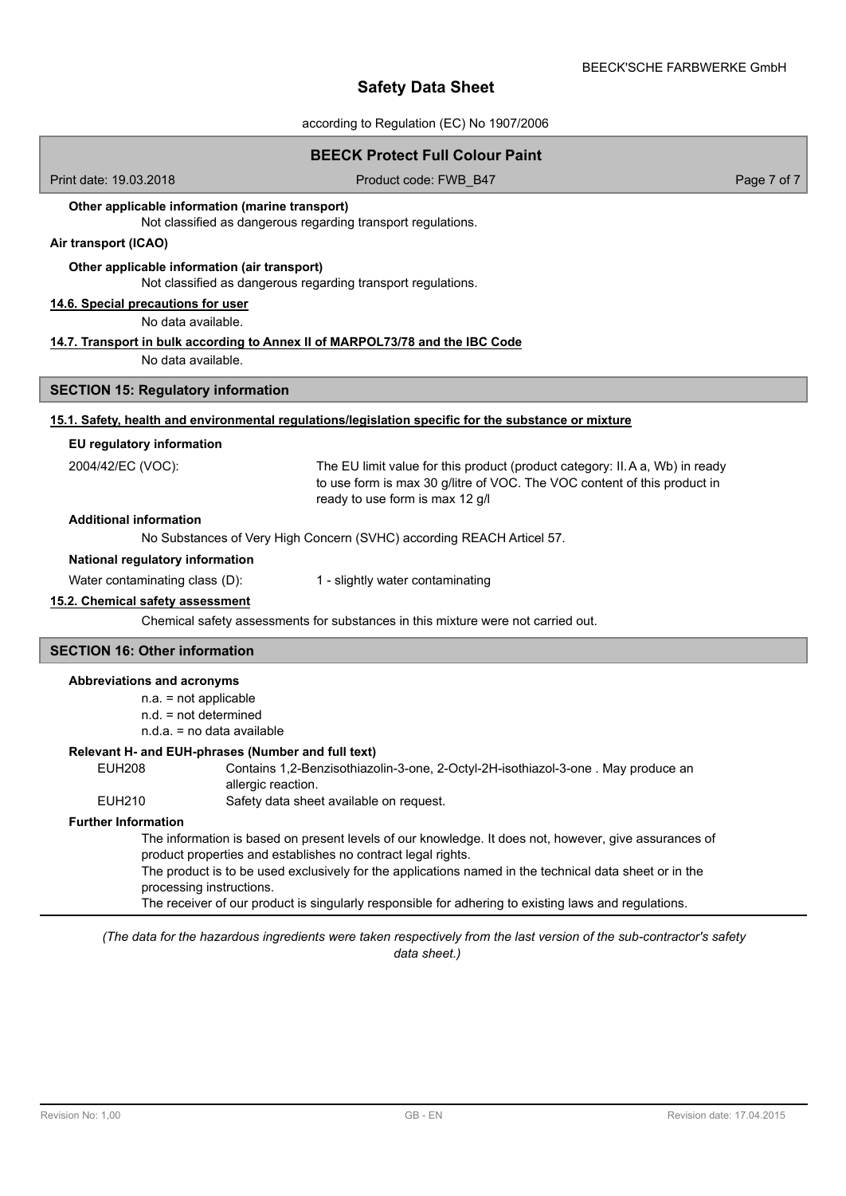**Other applicable information (marine transport)**

Not classified as dangerous regarding transport regulations.

**Air transport (ICAO)**

**Other applicable information (air transport)**

Not classified as dangerous regarding transport regulations.

**14.6. Special precautions for user**

No data available.

**14.7. Transport in bulk according to Annex II of MARPOL73/78 and the IBC Code**

No data available.

## SECTION 15: Regulatory information

**15.1. Safety, health and environmental regulations/legislation specific for the substance or mixture**

**EU regulatory information**

| | |
|---|---|
| 2004/42/EC (VOC): | The EU limit value for this product (product category: II. A a, Wb) in ready to use form is max 30 g/litre of VOC. The VOC content of this product in ready to use form is max 12 g/l |

**Additional information**

No Substances of Very High Concern (SVHC) according REACH Articel 57.

**National regulatory information**

| | |
|---|---|
| Water contaminating class (D): | 1 - slightly water contaminating |

**15.2. Chemical safety assessment**

Chemical safety assessments for substances in this mixture were not carried out.

## SECTION 16: Other information

**Abbreviations and acronyms**

n.a. = not applicable
n.d. = not determined
n.d.a. = no data available

**Relevant H- and EUH-phrases (Number and full text)**

| | |
|---|---|
| EUH208 | Contains 1,2-Benzisothiazolin-3-one, 2-Octyl-2H-isothiazol-3-one . May produce an allergic reaction. |
| EUH210 | Safety data sheet available on request. |

**Further Information**

The information is based on present levels of our knowledge. It does not, however, give assurances of product properties and establishes no contract legal rights.
The product is to be used exclusively for the applications named in the technical data sheet or in the processing instructions.
The receiver of our product is singularly responsible for adhering to existing laws and regulations.

*(The data for the hazardous ingredients were taken respectively from the last version of the sub-contractor's safety data sheet.)*